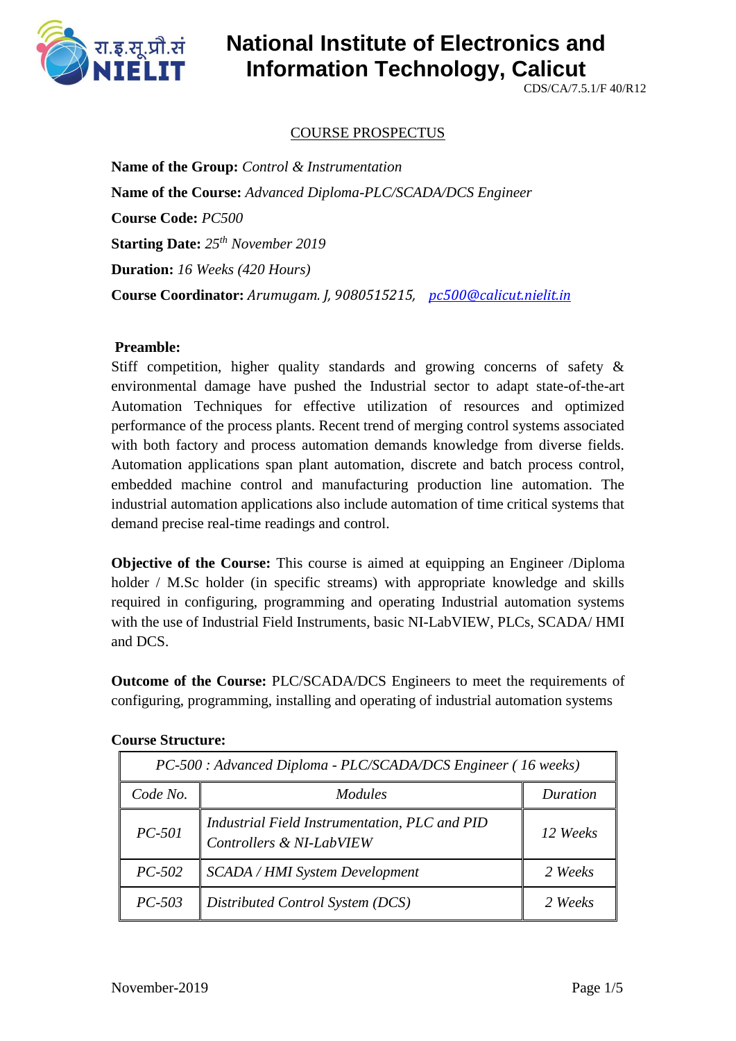# National Institute of Electronics and Information Technology, Calicut

CDS/CA/7.5.1/F 40/R12

## COURSE PROSPECTUS

**Name of the Group:** *Control & Instrumentation*

**Name of the Course:** *Advanced Diploma-PLC/SCADA/DCS Engineer*

**Course Code:** *PC500*

**Starting Date:** *25th November 2019*

**Duration:** *16 Weeks (420 Hours)*

**Course Coordinator:** *Arumugam. J, 9080515215, pc500@calicut.nielit.in*

**Preamble:**

Stiff competition, higher quality standards and growing concerns of safety & environmental damage have pushed the Industrial sector to adapt state-of-the-art Automation Techniques for effective utilization of resources and optimized performance of the process plants. Recent trend of merging control systems associated with both factory and process automation demands knowledge from diverse fields. Automation applications span plant automation, discrete and batch process control, embedded machine control and manufacturing production line automation. The industrial automation applications also include automation of time critical systems that demand precise real-time readings and control.

**Objective of the Course:** This course is aimed at equipping an Engineer /Diploma holder / M.Sc holder (in specific streams) with appropriate knowledge and skills required in configuring, programming and operating Industrial automation systems with the use of Industrial Field Instruments, basic NI-LabVIEW, PLCs, SCADA/ HMI and DCS.

**Outcome of the Course:** PLC/SCADA/DCS Engineers to meet the requirements of configuring, programming, installing and operating of industrial automation systems

**Course Structure:**

| *PC-500 : Advanced Diploma - PLC/SCADA/DCS Engineer ( 16 weeks)* | | |
|---|---|---|
| *Code No.* | *Modules* | *Duration* |
| *PC-501* | *Industrial Field Instrumentation, PLC and PID Controllers & NI-LabVIEW* | *12 Weeks* |
| *PC-502* | *SCADA / HMI System Development* | *2 Weeks* |
| *PC-503* | *Distributed Control System (DCS)* | *2 Weeks* |

November-2019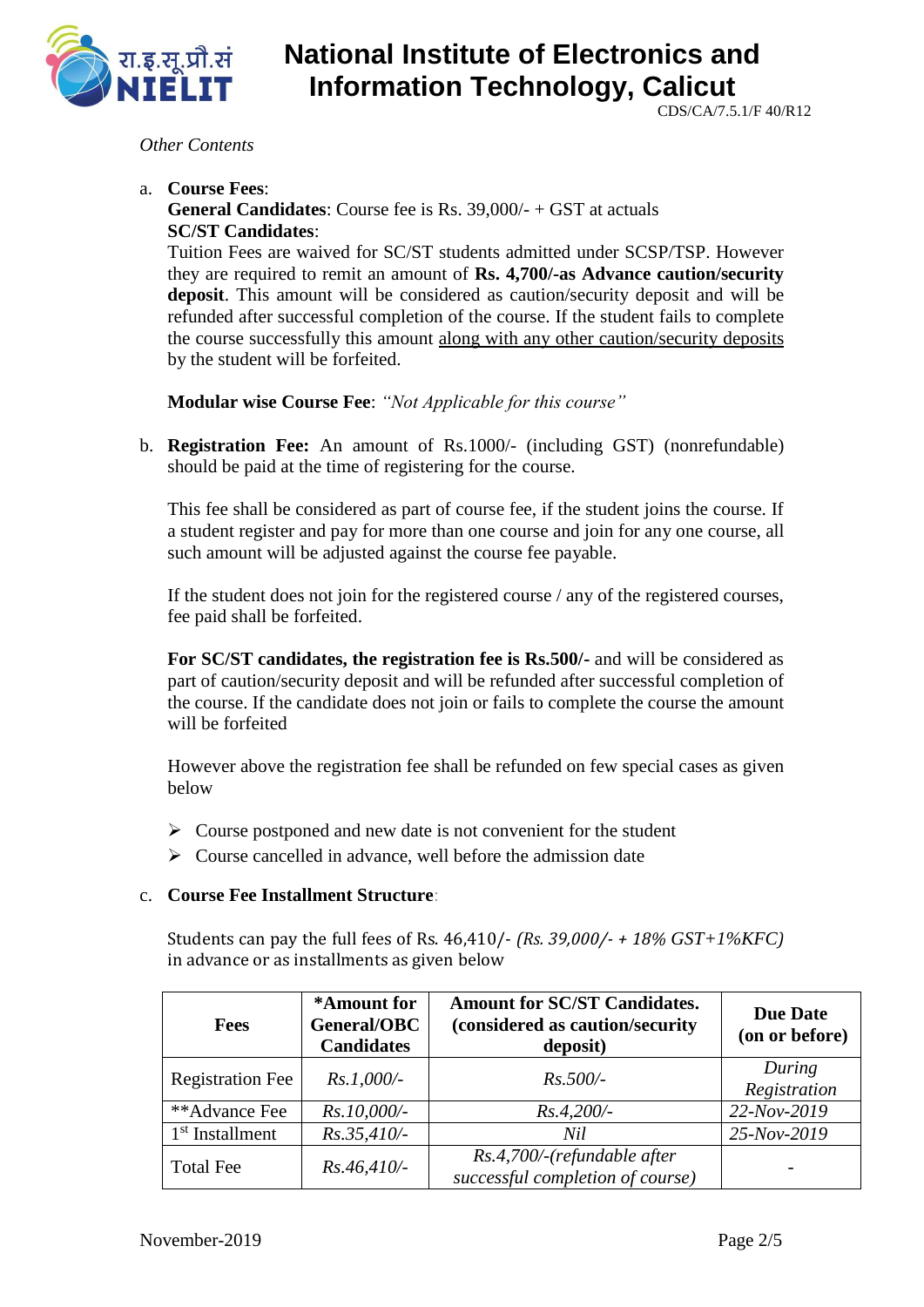*Other Contents*

a. **Course Fees**:
**General Candidates**: Course fee is Rs. 39,000/- + GST at actuals
**SC/ST Candidates**:
Tuition Fees are waived for SC/ST students admitted under SCSP/TSP. However they are required to remit an amount of **Rs. 4,700/-as Advance caution/security deposit**. This amount will be considered as caution/security deposit and will be refunded after successful completion of the course. If the student fails to complete the course successfully this amount along with any other caution/security deposits by the student will be forfeited.

**Modular wise Course Fee**: *"Not Applicable for this course"*

b. **Registration Fee:** An amount of Rs.1000/- (including GST) (nonrefundable) should be paid at the time of registering for the course.

This fee shall be considered as part of course fee, if the student joins the course. If a student register and pay for more than one course and join for any one course, all such amount will be adjusted against the course fee payable.

If the student does not join for the registered course / any of the registered courses, fee paid shall be forfeited.

**For SC/ST candidates, the registration fee is Rs.500/-** and will be considered as part of caution/security deposit and will be refunded after successful completion of the course. If the candidate does not join or fails to complete the course the amount will be forfeited

However above the registration fee shall be refunded on few special cases as given below

- Course postponed and new date is not convenient for the student
- Course cancelled in advance, well before the admission date

c. **Course Fee Installment Structure**:

Students can pay the full fees of Rs. 46,410/- *(Rs. 39,000/- + 18% GST+1%KFC)* in advance or as installments as given below

| Fees | *Amount for General/OBC Candidates | Amount for SC/ST Candidates. (considered as caution/security deposit) | Due Date (on or before) |
|---|---|---|---|
| Registration Fee | *Rs.1,000/-* | *Rs.500/-* | *During Registration* |
| **Advance Fee | *Rs.10,000/-* | *Rs.4,200/-* | *22-Nov-2019* |
| 1st Installment | *Rs.35,410/-* | *Nil* | *25-Nov-2019* |
| Total Fee | *Rs.46,410/-* | *Rs.4,700/-(refundable after successful completion of course)* | - |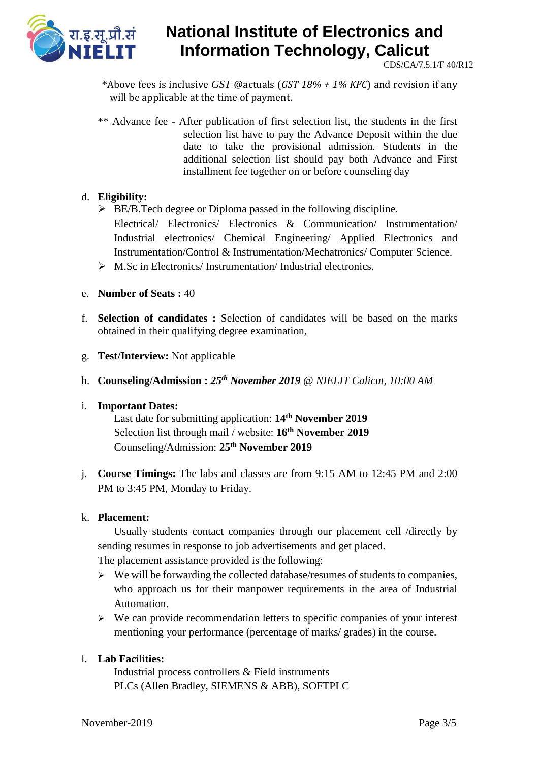*Above fees is inclusive *GST* @actuals (*GST 18% + 1% KFC*) and revision if any will be applicable at the time of payment.

** Advance fee - After publication of first selection list, the students in the first selection list have to pay the Advance Deposit within the due date to take the provisional admission. Students in the additional selection list should pay both Advance and First installment fee together on or before counseling day

d. **Eligibility:**
   - BE/B.Tech degree or Diploma passed in the following discipline. Electrical/ Electronics/ Electronics & Communication/ Instrumentation/ Industrial electronics/ Chemical Engineering/ Applied Electronics and Instrumentation/Control & Instrumentation/Mechatronics/ Computer Science.
   - M.Sc in Electronics/ Instrumentation/ Industrial electronics.

e. **Number of Seats :** 40

f. **Selection of candidates :** Selection of candidates will be based on the marks obtained in their qualifying degree examination,

g. **Test/Interview:** Not applicable

h. **Counseling/Admission :** ***25th November 2019*** *@ NIELIT Calicut, 10:00 AM*

i. **Important Dates:**
   Last date for submitting application: **14th November 2019**
   Selection list through mail / website: **16th November 2019**
   Counseling/Admission: **25th November 2019**

j. **Course Timings:** The labs and classes are from 9:15 AM to 12:45 PM and 2:00 PM to 3:45 PM, Monday to Friday.

k. **Placement:**
   Usually students contact companies through our placement cell /directly by sending resumes in response to job advertisements and get placed.
   The placement assistance provided is the following:
   - We will be forwarding the collected database/resumes of students to companies, who approach us for their manpower requirements in the area of Industrial Automation.
   - We can provide recommendation letters to specific companies of your interest mentioning your performance (percentage of marks/ grades) in the course.

l. **Lab Facilities:**
   Industrial process controllers & Field instruments
   PLCs (Allen Bradley, SIEMENS & ABB), SOFTPLC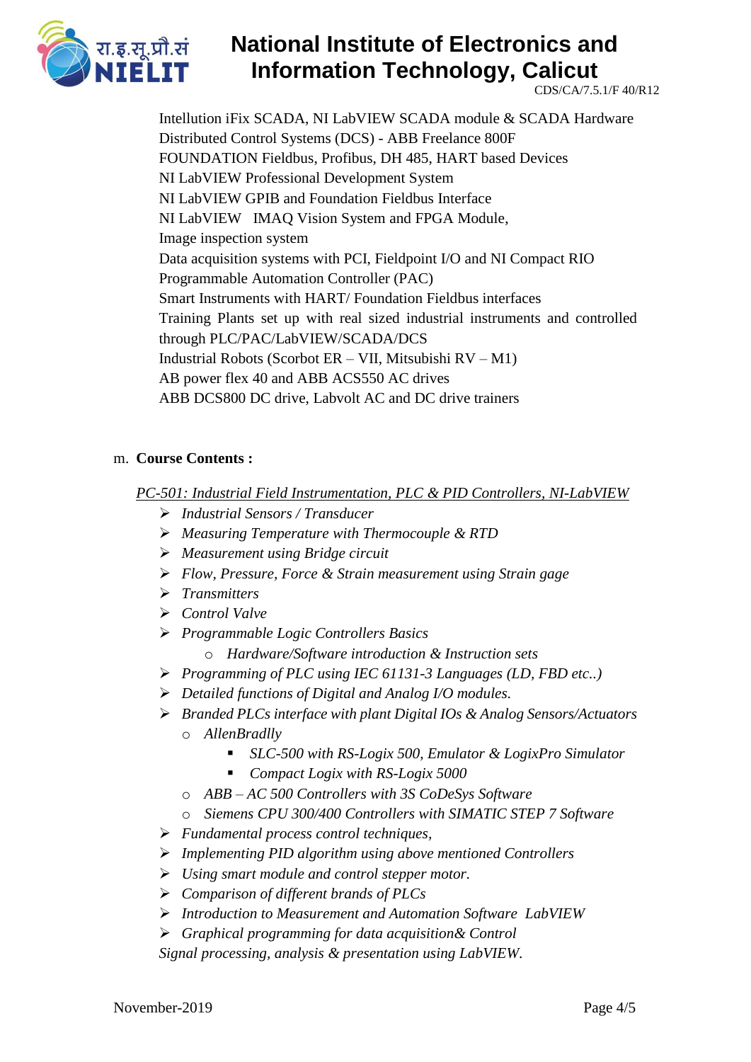Intellution iFix SCADA, NI LabVIEW SCADA module & SCADA Hardware
Distributed Control Systems (DCS) - ABB Freelance 800F
FOUNDATION Fieldbus, Profibus, DH 485, HART based Devices
NI LabVIEW Professional Development System
NI LabVIEW GPIB and Foundation Fieldbus Interface
NI LabVIEW IMAQ Vision System and FPGA Module,
Image inspection system
Data acquisition systems with PCI, Fieldpoint I/O and NI Compact RIO
Programmable Automation Controller (PAC)
Smart Instruments with HART/ Foundation Fieldbus interfaces
Training Plants set up with real sized industrial instruments and controlled through PLC/PAC/LabVIEW/SCADA/DCS
Industrial Robots (Scorbot ER – VII, Mitsubishi RV – M1)
AB power flex 40 and ABB ACS550 AC drives
ABB DCS800 DC drive, Labvolt AC and DC drive trainers

m. **Course Contents :**

*PC-501: Industrial Field Instrumentation, PLC & PID Controllers, NI-LabVIEW*

- *Industrial Sensors / Transducer*
- *Measuring Temperature with Thermocouple & RTD*
- *Measurement using Bridge circuit*
- *Flow, Pressure, Force & Strain measurement using Strain gage*
- *Transmitters*
- *Control Valve*
- *Programmable Logic Controllers Basics*
    - *Hardware/Software introduction & Instruction sets*
- *Programming of PLC using IEC 61131-3 Languages (LD, FBD etc..)*
- *Detailed functions of Digital and Analog I/O modules.*
- *Branded PLCs interface with plant Digital IOs & Analog Sensors/Actuators*
    - *AllenBradlly*
        - *SLC-500 with RS-Logix 500, Emulator & LogixPro Simulator*
        - *Compact Logix with RS-Logix 5000*
    - *ABB – AC 500 Controllers with 3S CoDeSys Software*
    - *Siemens CPU 300/400 Controllers with SIMATIC STEP 7 Software*
- *Fundamental process control techniques,*
- *Implementing PID algorithm using above mentioned Controllers*
- *Using smart module and control stepper motor.*
- *Comparison of different brands of PLCs*
- *Introduction to Measurement and Automation Software LabVIEW*
- *Graphical programming for data acquisition& Control*

*Signal processing, analysis & presentation using LabVIEW.*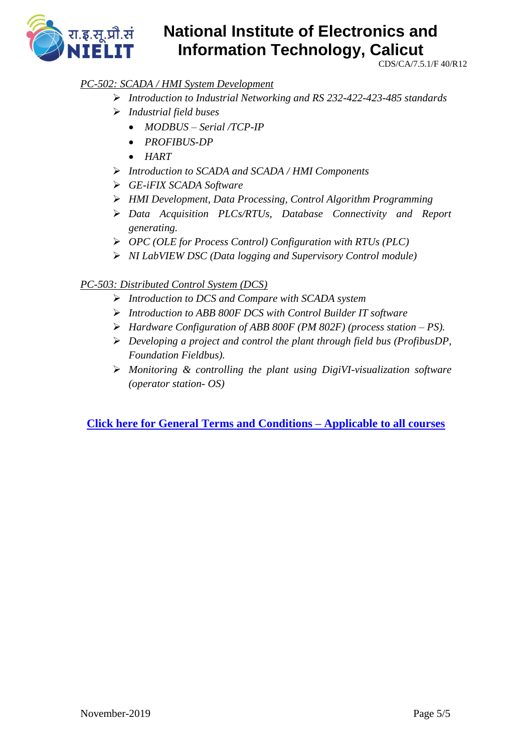*PC-502: SCADA / HMI System Development*

- *Introduction to Industrial Networking and RS 232-422-423-485 standards*
- *Industrial field buses*
  - *MODBUS – Serial /TCP-IP*
  - *PROFIBUS-DP*
  - *HART*
- *Introduction to SCADA and SCADA / HMI Components*
- *GE-iFIX SCADA Software*
- *HMI Development, Data Processing, Control Algorithm Programming*
- *Data Acquisition PLCs/RTUs, Database Connectivity and Report generating.*
- *OPC (OLE for Process Control) Configuration with RTUs (PLC)*
- *NI LabVIEW DSC (Data logging and Supervisory Control module)*

*PC-503: Distributed Control System (DCS)*

- *Introduction to DCS and Compare with SCADA system*
- *Introduction to ABB 800F DCS with Control Builder IT software*
- *Hardware Configuration of ABB 800F (PM 802F) (process station – PS).*
- *Developing a project and control the plant through field bus (ProfibusDP, Foundation Fieldbus).*
- *Monitoring & controlling the plant using DigiVI-visualization software (operator station- OS)*

**Click here for General Terms and Conditions – Applicable to all courses**

November-2019